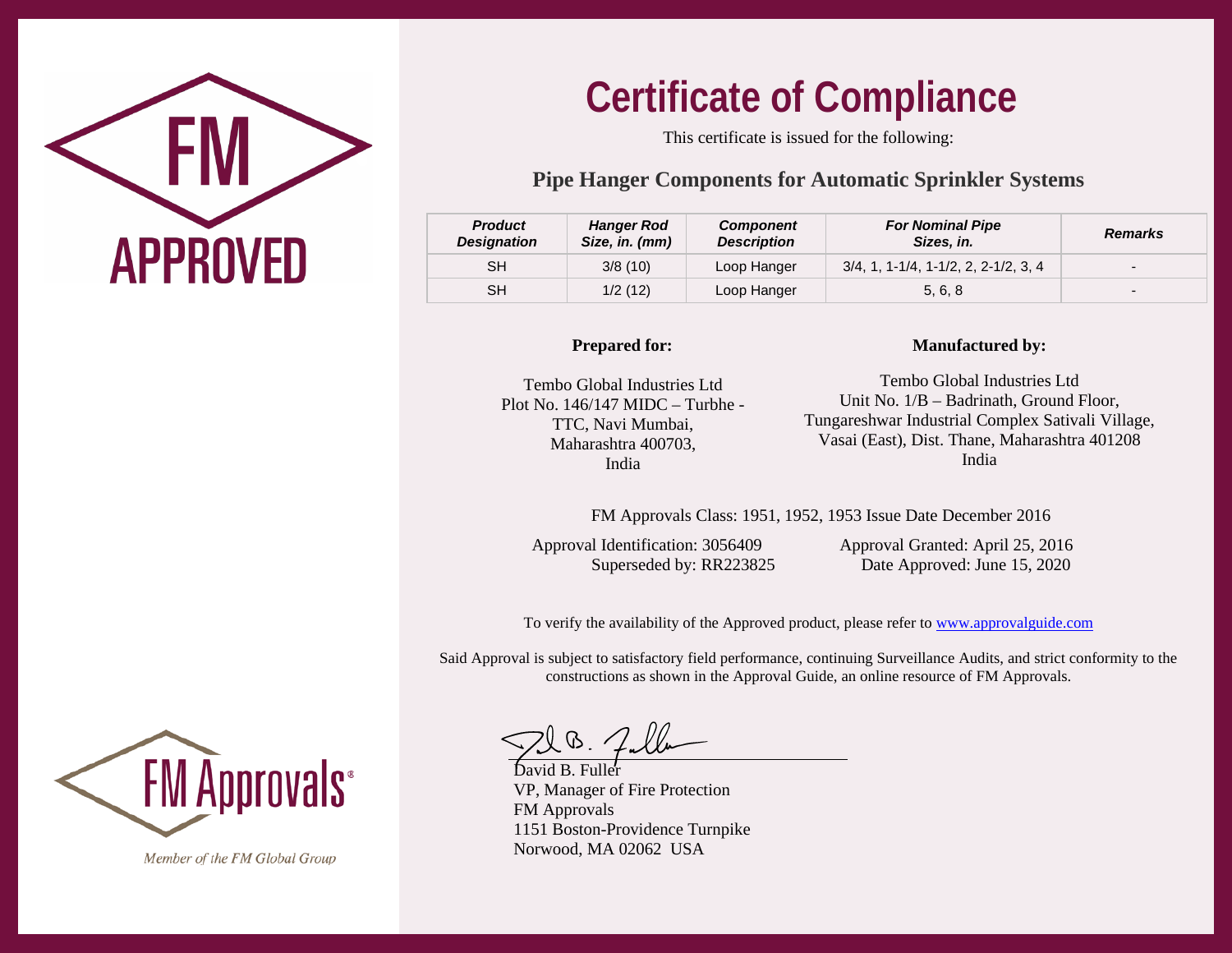FM APPROVED

# Certificate of Compliance

This certificate is issued for the following:

## Pipe Hanger Components for Automatic Sprinkler Systems

| *Product Designation* | *Hanger Rod Size, in. (mm)* | *Component Description* | *For Nominal Pipe Sizes, in.* | *Remarks* |
|---|---|---|---|---|
| SH | 3/8 (10) | Loop Hanger | 3/4, 1, 1-1/4, 1-1/2, 2, 2-1/2, 3, 4 | - |
| SH | 1/2 (12) | Loop Hanger | 5, 6, 8 | - |

**Prepared for:**

Tembo Global Industries Ltd
Plot No. 146/147 MIDC – Turbhe -
TTC, Navi Mumbai,
Maharashtra 400703,
India

**Manufactured by:**

Tembo Global Industries Ltd
Unit No. 1/B – Badrinath, Ground Floor,
Tungareshwar Industrial Complex Sativali Village,
Vasai (East), Dist. Thane, Maharashtra 401208
India

FM Approvals Class: 1951, 1952, 1953 Issue Date December 2016

Approval Identification: 3056409
Superseded by: RR223825

Approval Granted: April 25, 2016
Date Approved: June 15, 2020

To verify the availability of the Approved product, please refer to www.approvalguide.com

Said Approval is subject to satisfactory field performance, continuing Surveillance Audits, and strict conformity to the constructions as shown in the Approval Guide, an online resource of FM Approvals.

David B. Fuller
VP, Manager of Fire Protection
FM Approvals
1151 Boston-Providence Turnpike
Norwood, MA 02062 USA

FM Approvals®

*Member of the FM Global Group*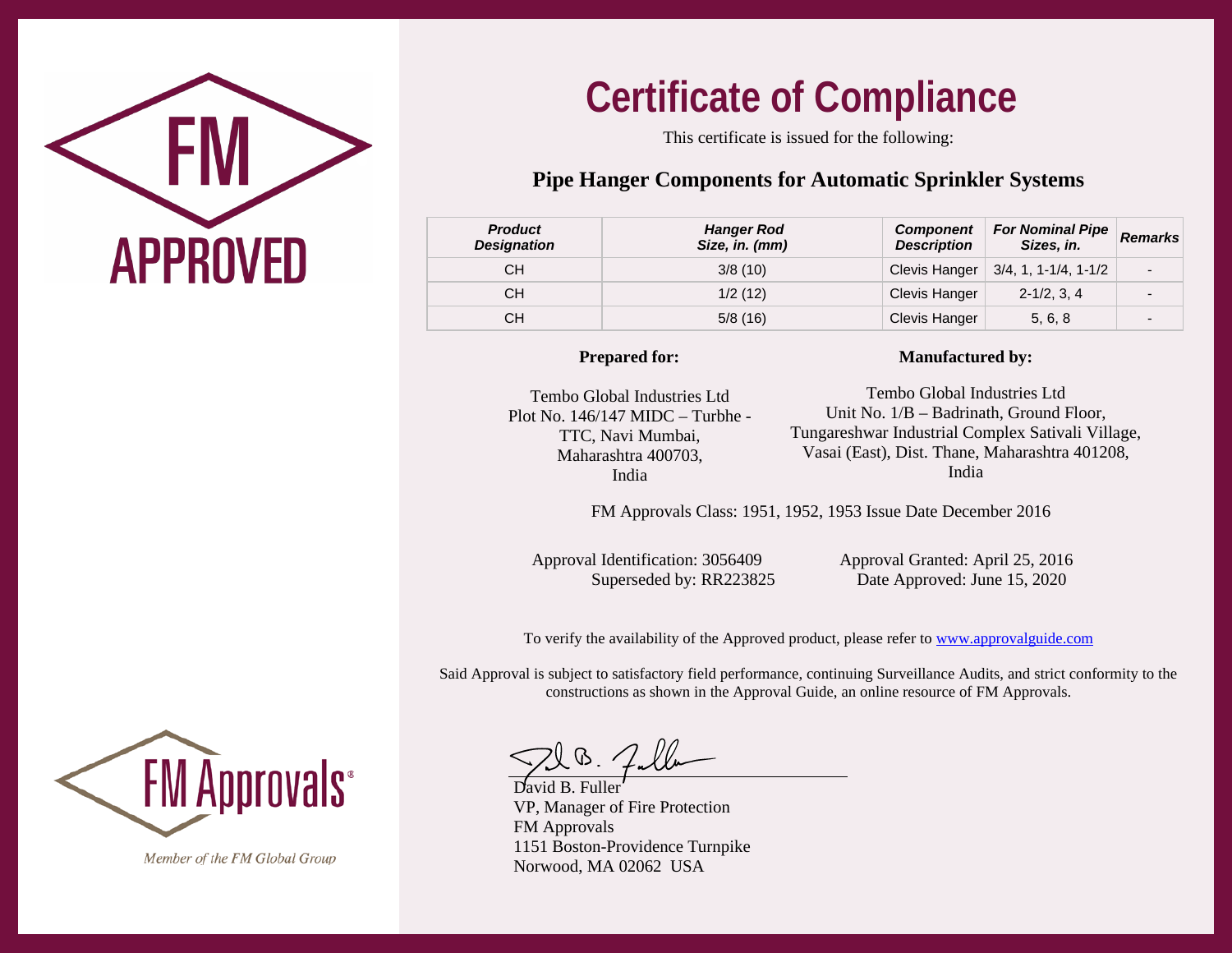FM

APPROVED

# Certificate of Compliance

This certificate is issued for the following:

## Pipe Hanger Components for Automatic Sprinkler Systems

| *Product Designation* | *Hanger Rod Size, in. (mm)* | *Component Description* | *For Nominal Pipe Sizes, in.* | *Remarks* |
|---|---|---|---|---|
| CH | 3/8 (10) | Clevis Hanger | 3/4, 1, 1-1/4, 1-1/2 | - |
| CH | 1/2 (12) | Clevis Hanger | 2-1/2, 3, 4 | - |
| CH | 5/8 (16) | Clevis Hanger | 5, 6, 8 | - |

**Prepared for:**

Tembo Global Industries Ltd
Plot No. 146/147 MIDC – Turbhe - TTC, Navi Mumbai,
Maharashtra 400703,
India

**Manufactured by:**

Tembo Global Industries Ltd
Unit No. 1/B – Badrinath, Ground Floor,
Tungareshwar Industrial Complex Sativali Village,
Vasai (East), Dist. Thane, Maharashtra 401208,
India

FM Approvals Class: 1951, 1952, 1953 Issue Date December 2016

Approval Identification: 3056409
Superseded by: RR223825

Approval Granted: April 25, 2016
Date Approved: June 15, 2020

To verify the availability of the Approved product, please refer to www.approvalguide.com

Said Approval is subject to satisfactory field performance, continuing Surveillance Audits, and strict conformity to the constructions as shown in the Approval Guide, an online resource of FM Approvals.

David B. Fuller
VP, Manager of Fire Protection
FM Approvals
1151 Boston-Providence Turnpike
Norwood, MA 02062 USA

FM Approvals®

*Member of the FM Global Group*